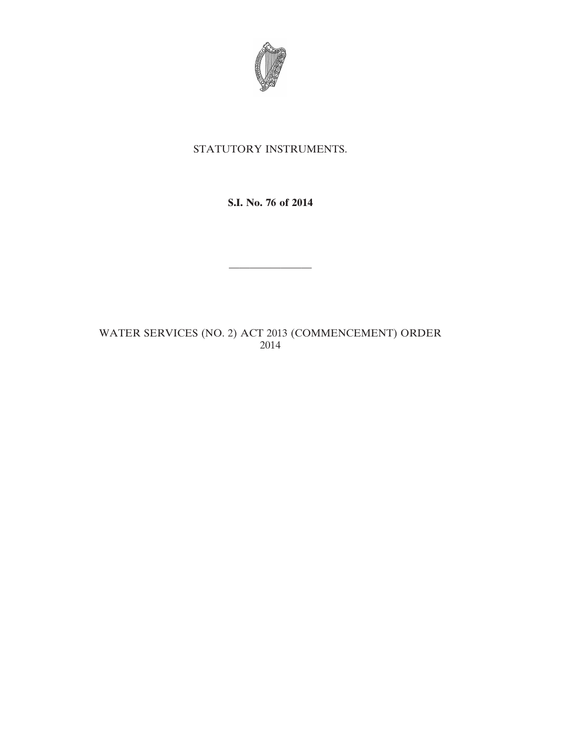STATUTORY INSTRUMENTS.

**S.I. No. 76 of 2014**

---

WATER SERVICES (NO. 2) ACT 2013 (COMMENCEMENT) ORDER 2014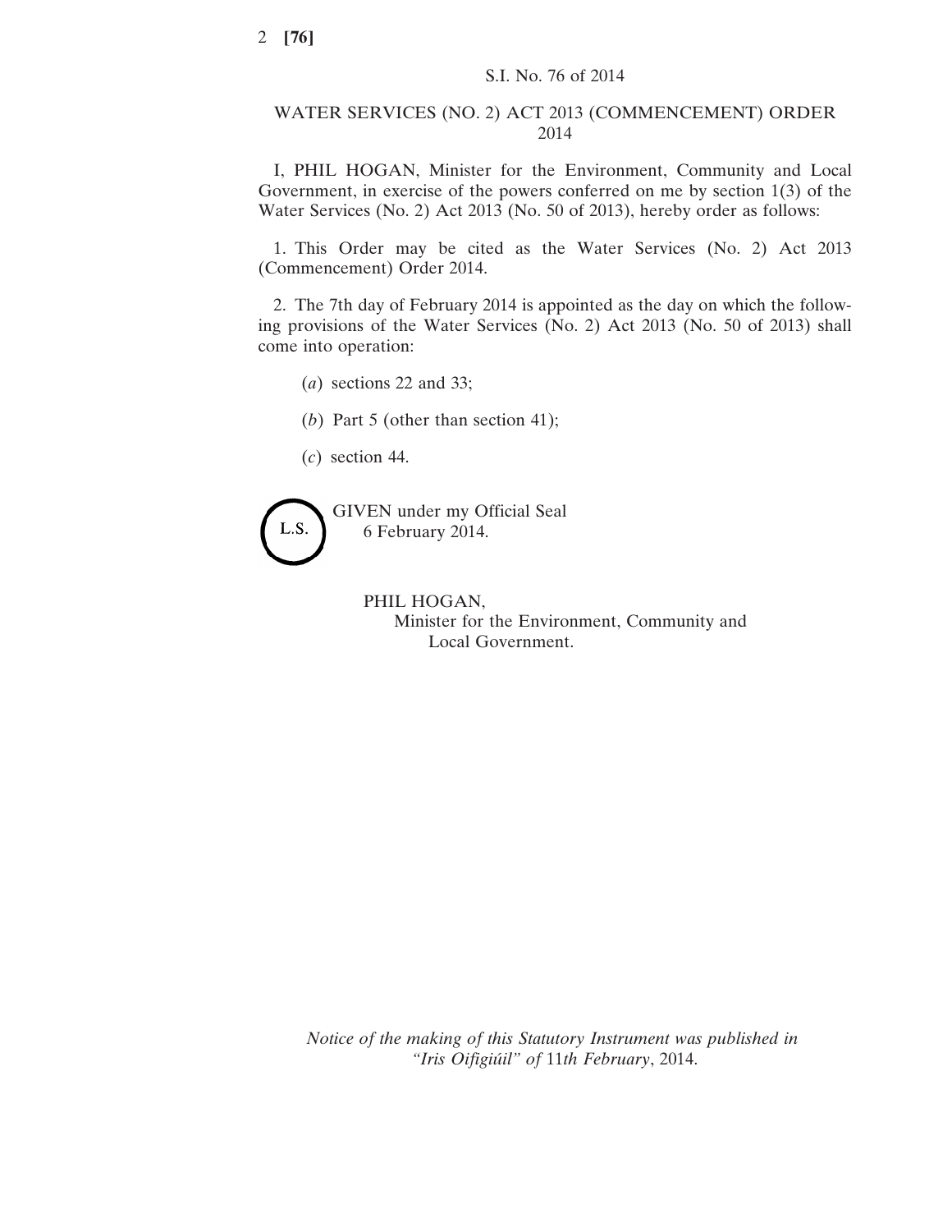S.I. No. 76 of 2014

# WATER SERVICES (NO. 2) ACT 2013 (COMMENCEMENT) ORDER 2014

I, PHIL HOGAN, Minister for the Environment, Community and Local Government, in exercise of the powers conferred on me by section 1(3) of the Water Services (No. 2) Act 2013 (No. 50 of 2013), hereby order as follows:

1. This Order may be cited as the Water Services (No. 2) Act 2013 (Commencement) Order 2014.

2. The 7th day of February 2014 is appointed as the day on which the following provisions of the Water Services (No. 2) Act 2013 (No. 50 of 2013) shall come into operation:

(*a*) sections 22 and 33;

(*b*) Part 5 (other than section 41);

(*c*) section 44.

L.S.

GIVEN under my Official Seal
6 February 2014.

PHIL HOGAN,
Minister for the Environment, Community and Local Government.

*Notice of the making of this Statutory Instrument was published in "Iris Oifigiúil" of 11th February, 2014.*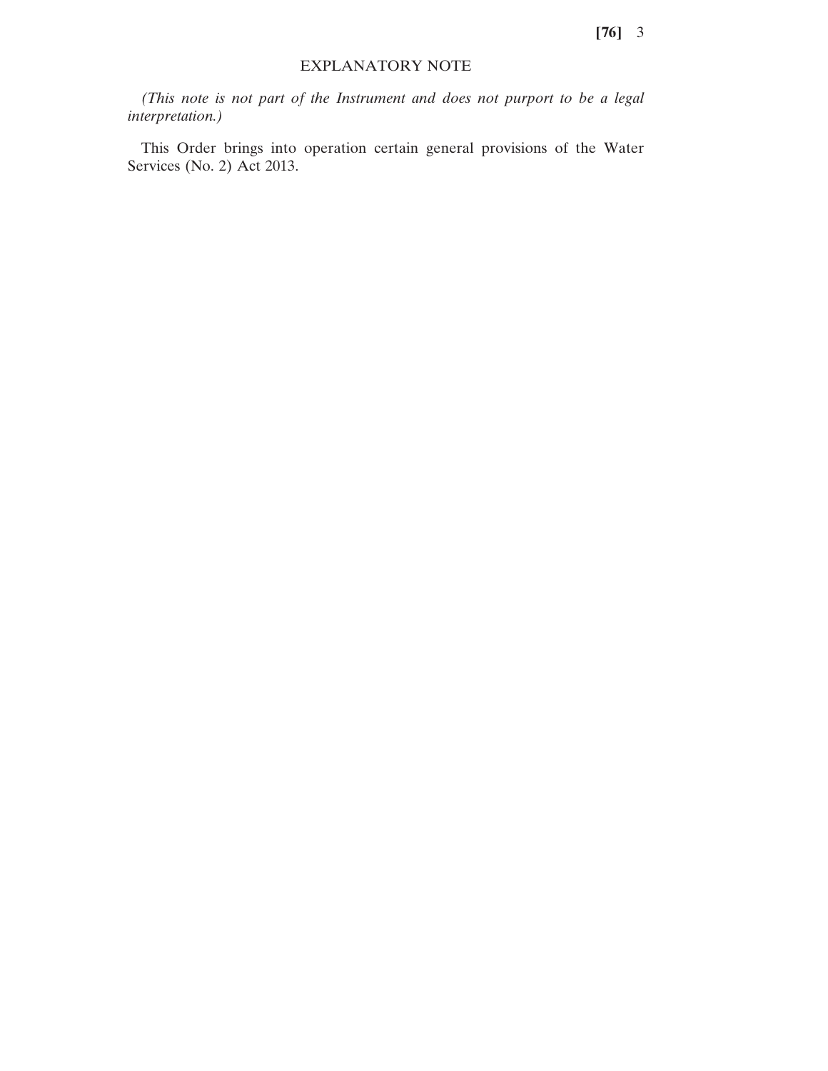## EXPLANATORY NOTE

*(This note is not part of the Instrument and does not purport to be a legal interpretation.)*

This Order brings into operation certain general provisions of the Water Services (No. 2) Act 2013.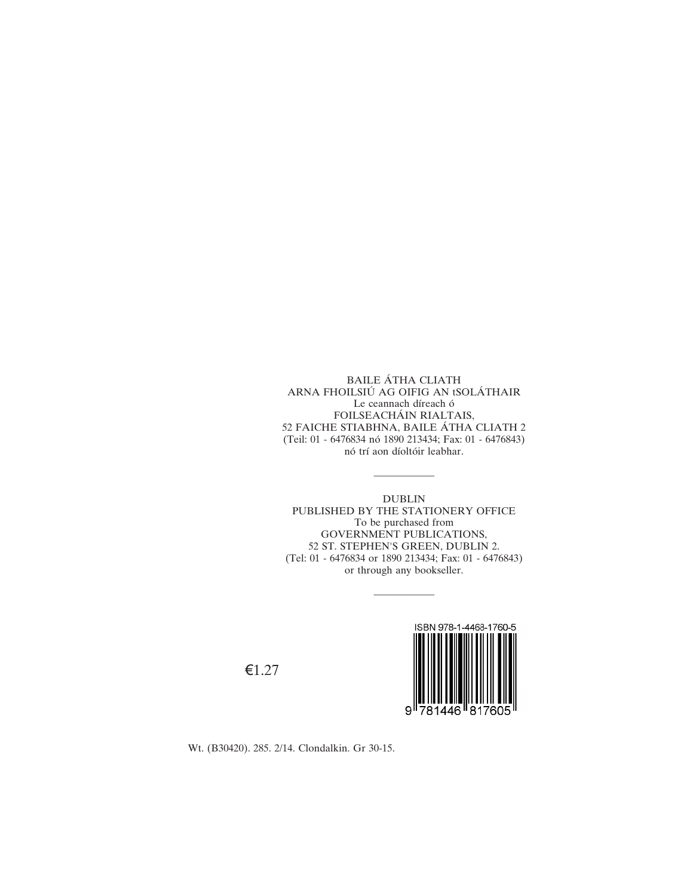BAILE ÁTHA CLIATH
ARNA FHOILSIÚ AG OIFIG AN tSOLÁTHAIR
Le ceannach díreach ó
FOILSEACHÁIN RIALTAIS,
52 FAICHE STIABHNA, BAILE ÁTHA CLIATH 2
(Teil: 01 - 6476834 nó 1890 213434; Fax: 01 - 6476843)
nó trí aon díoltóir leabhar.

---

DUBLIN
PUBLISHED BY THE STATIONERY OFFICE
To be purchased from
GOVERNMENT PUBLICATIONS,
52 ST. STEPHEN'S GREEN, DUBLIN 2.
(Tel: 01 - 6476834 or 1890 213434; Fax: 01 - 6476843)
or through any bookseller.

---

€1.27

ISBN 978-1-4468-1760-5

9 781446 817605

Wt. (B30420). 285. 2/14. Clondalkin. Gr 30-15.